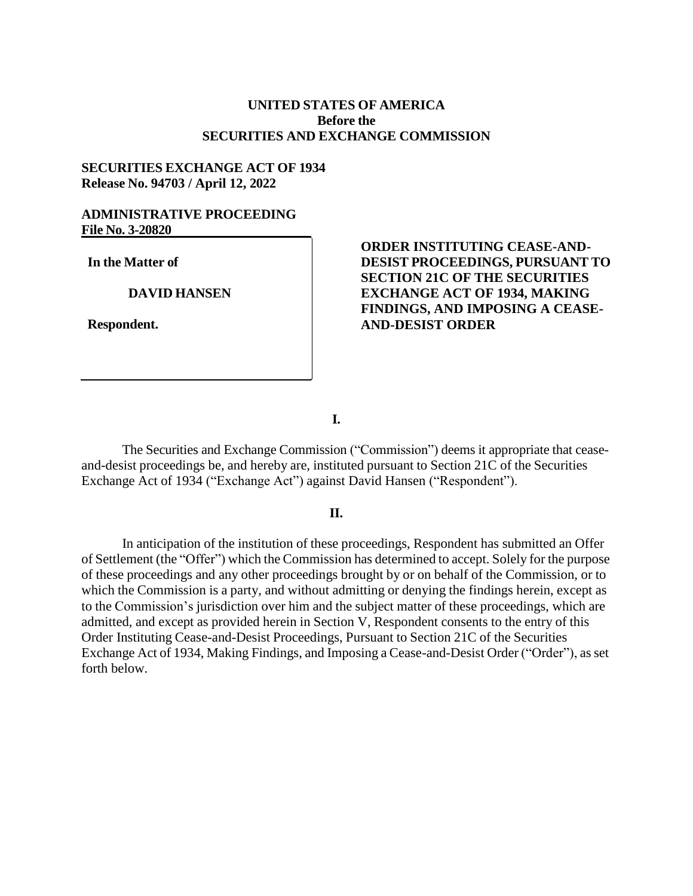**UNITED STATES OF AMERICA**
**Before the**
**SECURITIES AND EXCHANGE COMMISSION**

**SECURITIES EXCHANGE ACT OF 1934**
**Release No. 94703 / April 12, 2022**

**ADMINISTRATIVE PROCEEDING**
**File No. 3-20820**

| | |
|---|---|
| **In the Matter of**<br><br>**DAVID HANSEN**<br><br>**Respondent.** | **ORDER INSTITUTING CEASE-AND-DESIST PROCEEDINGS, PURSUANT TO SECTION 21C OF THE SECURITIES EXCHANGE ACT OF 1934, MAKING FINDINGS, AND IMPOSING A CEASE-AND-DESIST ORDER** |

## I.

The Securities and Exchange Commission ("Commission") deems it appropriate that cease-and-desist proceedings be, and hereby are, instituted pursuant to Section 21C of the Securities Exchange Act of 1934 ("Exchange Act") against David Hansen ("Respondent").

## II.

In anticipation of the institution of these proceedings, Respondent has submitted an Offer of Settlement (the "Offer") which the Commission has determined to accept. Solely for the purpose of these proceedings and any other proceedings brought by or on behalf of the Commission, or to which the Commission is a party, and without admitting or denying the findings herein, except as to the Commission's jurisdiction over him and the subject matter of these proceedings, which are admitted, and except as provided herein in Section V, Respondent consents to the entry of this Order Instituting Cease-and-Desist Proceedings, Pursuant to Section 21C of the Securities Exchange Act of 1934, Making Findings, and Imposing a Cease-and-Desist Order ("Order"), as set forth below.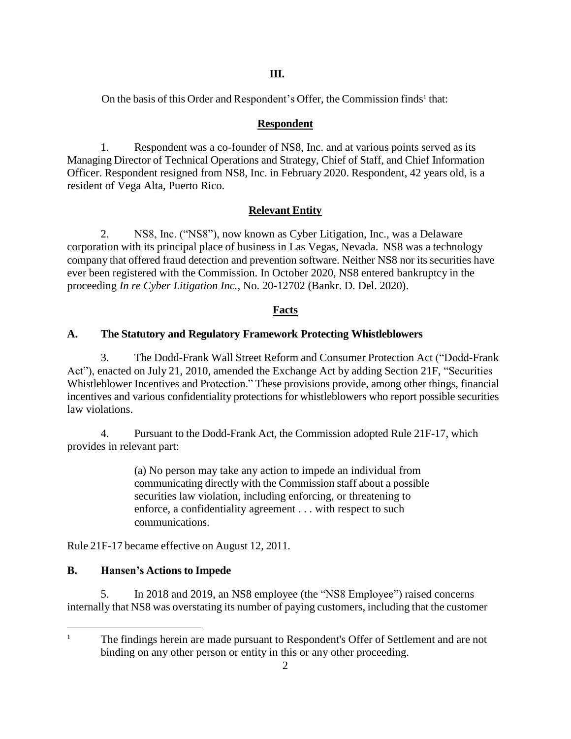## III.

On the basis of this Order and Respondent's Offer, the Commission finds[1] that:

### Respondent

1. Respondent was a co-founder of NS8, Inc. and at various points served as its Managing Director of Technical Operations and Strategy, Chief of Staff, and Chief Information Officer. Respondent resigned from NS8, Inc. in February 2020. Respondent, 42 years old, is a resident of Vega Alta, Puerto Rico.

### Relevant Entity

2. NS8, Inc. ("NS8"), now known as Cyber Litigation, Inc., was a Delaware corporation with its principal place of business in Las Vegas, Nevada. NS8 was a technology company that offered fraud detection and prevention software. Neither NS8 nor its securities have ever been registered with the Commission. In October 2020, NS8 entered bankruptcy in the proceeding *In re Cyber Litigation Inc.*, No. 20-12702 (Bankr. D. Del. 2020).

### Facts

**A. The Statutory and Regulatory Framework Protecting Whistleblowers**

3. The Dodd-Frank Wall Street Reform and Consumer Protection Act ("Dodd-Frank Act"), enacted on July 21, 2010, amended the Exchange Act by adding Section 21F, "Securities Whistleblower Incentives and Protection." These provisions provide, among other things, financial incentives and various confidentiality protections for whistleblowers who report possible securities law violations.

4. Pursuant to the Dodd-Frank Act, the Commission adopted Rule 21F-17, which provides in relevant part:

> (a) No person may take any action to impede an individual from communicating directly with the Commission staff about a possible securities law violation, including enforcing, or threatening to enforce, a confidentiality agreement . . . with respect to such communications.

Rule 21F-17 became effective on August 12, 2011.

**B. Hansen's Actions to Impede**

5. In 2018 and 2019, an NS8 employee (the "NS8 Employee") raised concerns internally that NS8 was overstating its number of paying customers, including that the customer

---

[1] The findings herein are made pursuant to Respondent's Offer of Settlement and are not binding on any other person or entity in this or any other proceeding.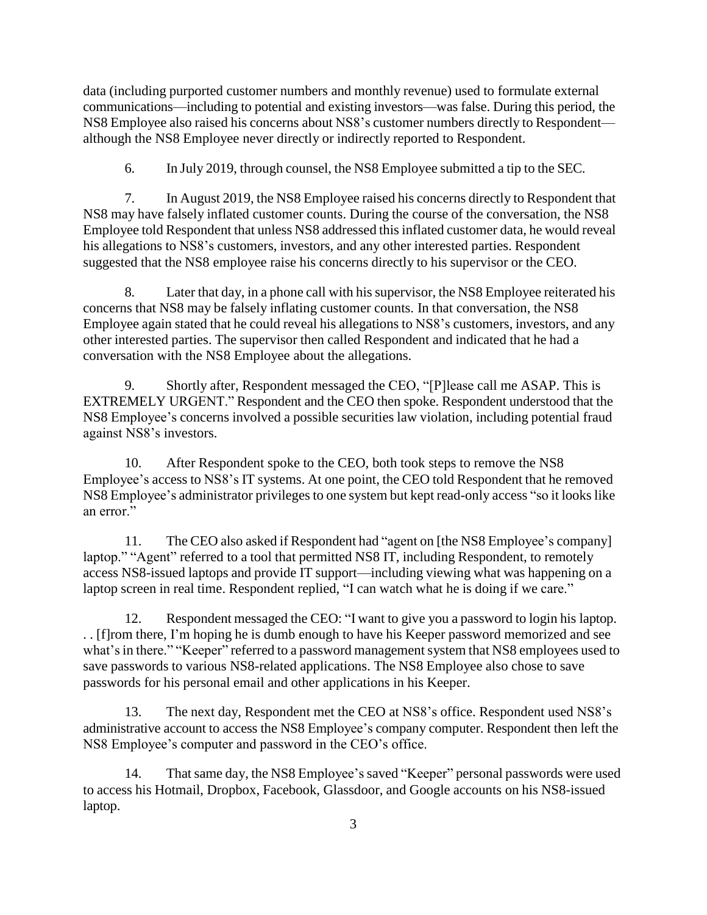data (including purported customer numbers and monthly revenue) used to formulate external communications—including to potential and existing investors—was false. During this period, the NS8 Employee also raised his concerns about NS8's customer numbers directly to Respondent—although the NS8 Employee never directly or indirectly reported to Respondent.

6. In July 2019, through counsel, the NS8 Employee submitted a tip to the SEC.

7. In August 2019, the NS8 Employee raised his concerns directly to Respondent that NS8 may have falsely inflated customer counts. During the course of the conversation, the NS8 Employee told Respondent that unless NS8 addressed this inflated customer data, he would reveal his allegations to NS8's customers, investors, and any other interested parties. Respondent suggested that the NS8 employee raise his concerns directly to his supervisor or the CEO.

8. Later that day, in a phone call with his supervisor, the NS8 Employee reiterated his concerns that NS8 may be falsely inflating customer counts. In that conversation, the NS8 Employee again stated that he could reveal his allegations to NS8's customers, investors, and any other interested parties. The supervisor then called Respondent and indicated that he had a conversation with the NS8 Employee about the allegations.

9. Shortly after, Respondent messaged the CEO, "[P]lease call me ASAP. This is EXTREMELY URGENT." Respondent and the CEO then spoke. Respondent understood that the NS8 Employee's concerns involved a possible securities law violation, including potential fraud against NS8's investors.

10. After Respondent spoke to the CEO, both took steps to remove the NS8 Employee's access to NS8's IT systems. At one point, the CEO told Respondent that he removed NS8 Employee's administrator privileges to one system but kept read-only access "so it looks like an error."

11. The CEO also asked if Respondent had "agent on [the NS8 Employee's company] laptop." "Agent" referred to a tool that permitted NS8 IT, including Respondent, to remotely access NS8-issued laptops and provide IT support—including viewing what was happening on a laptop screen in real time. Respondent replied, "I can watch what he is doing if we care."

12. Respondent messaged the CEO: "I want to give you a password to login his laptop. . . [f]rom there, I'm hoping he is dumb enough to have his Keeper password memorized and see what's in there." "Keeper" referred to a password management system that NS8 employees used to save passwords to various NS8-related applications. The NS8 Employee also chose to save passwords for his personal email and other applications in his Keeper.

13. The next day, Respondent met the CEO at NS8's office. Respondent used NS8's administrative account to access the NS8 Employee's company computer. Respondent then left the NS8 Employee's computer and password in the CEO's office.

14. That same day, the NS8 Employee's saved "Keeper" personal passwords were used to access his Hotmail, Dropbox, Facebook, Glassdoor, and Google accounts on his NS8-issued laptop.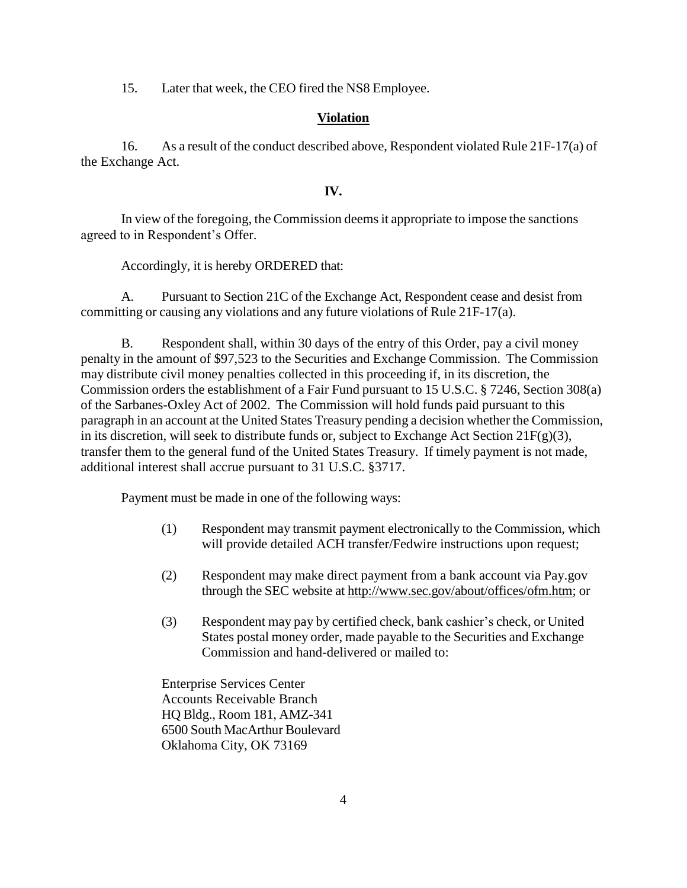15. Later that week, the CEO fired the NS8 Employee.

**Violation**

16. As a result of the conduct described above, Respondent violated Rule 21F-17(a) of the Exchange Act.

**IV.**

In view of the foregoing, the Commission deems it appropriate to impose the sanctions agreed to in Respondent's Offer.

Accordingly, it is hereby ORDERED that:

A. Pursuant to Section 21C of the Exchange Act, Respondent cease and desist from committing or causing any violations and any future violations of Rule 21F-17(a).

B. Respondent shall, within 30 days of the entry of this Order, pay a civil money penalty in the amount of $97,523 to the Securities and Exchange Commission. The Commission may distribute civil money penalties collected in this proceeding if, in its discretion, the Commission orders the establishment of a Fair Fund pursuant to 15 U.S.C. § 7246, Section 308(a) of the Sarbanes-Oxley Act of 2002. The Commission will hold funds paid pursuant to this paragraph in an account at the United States Treasury pending a decision whether the Commission, in its discretion, will seek to distribute funds or, subject to Exchange Act Section 21F(g)(3), transfer them to the general fund of the United States Treasury. If timely payment is not made, additional interest shall accrue pursuant to 31 U.S.C. §3717.

Payment must be made in one of the following ways:

(1) Respondent may transmit payment electronically to the Commission, which will provide detailed ACH transfer/Fedwire instructions upon request;

(2) Respondent may make direct payment from a bank account via Pay.gov through the SEC website at http://www.sec.gov/about/offices/ofm.htm; or

(3) Respondent may pay by certified check, bank cashier's check, or United States postal money order, made payable to the Securities and Exchange Commission and hand-delivered or mailed to:

Enterprise Services Center
Accounts Receivable Branch
HQ Bldg., Room 181, AMZ-341
6500 South MacArthur Boulevard
Oklahoma City, OK 73169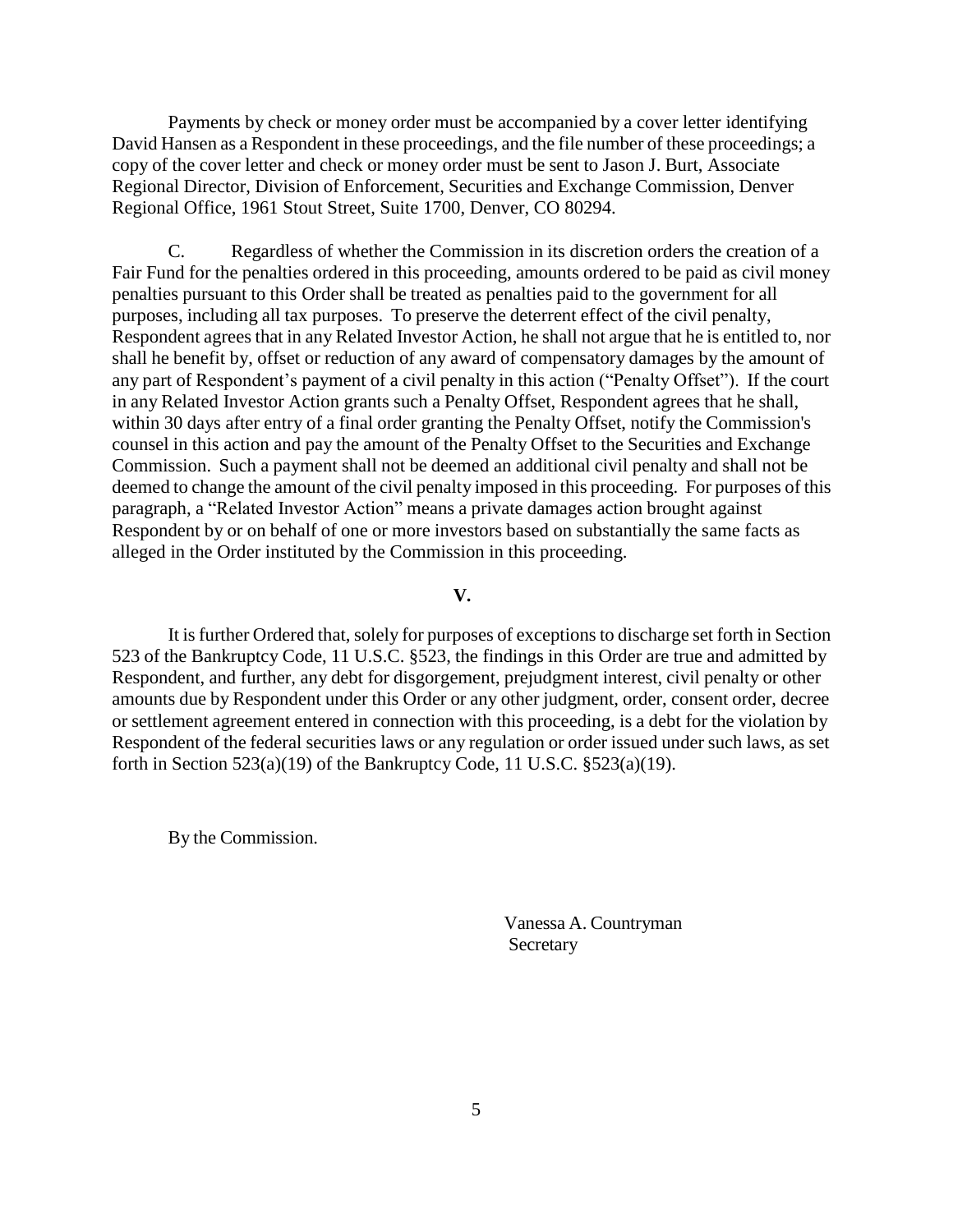Payments by check or money order must be accompanied by a cover letter identifying David Hansen as a Respondent in these proceedings, and the file number of these proceedings; a copy of the cover letter and check or money order must be sent to Jason J. Burt, Associate Regional Director, Division of Enforcement, Securities and Exchange Commission, Denver Regional Office, 1961 Stout Street, Suite 1700, Denver, CO 80294.

C. Regardless of whether the Commission in its discretion orders the creation of a Fair Fund for the penalties ordered in this proceeding, amounts ordered to be paid as civil money penalties pursuant to this Order shall be treated as penalties paid to the government for all purposes, including all tax purposes. To preserve the deterrent effect of the civil penalty, Respondent agrees that in any Related Investor Action, he shall not argue that he is entitled to, nor shall he benefit by, offset or reduction of any award of compensatory damages by the amount of any part of Respondent's payment of a civil penalty in this action ("Penalty Offset"). If the court in any Related Investor Action grants such a Penalty Offset, Respondent agrees that he shall, within 30 days after entry of a final order granting the Penalty Offset, notify the Commission's counsel in this action and pay the amount of the Penalty Offset to the Securities and Exchange Commission. Such a payment shall not be deemed an additional civil penalty and shall not be deemed to change the amount of the civil penalty imposed in this proceeding. For purposes of this paragraph, a "Related Investor Action" means a private damages action brought against Respondent by or on behalf of one or more investors based on substantially the same facts as alleged in the Order instituted by the Commission in this proceeding.

## V.

It is further Ordered that, solely for purposes of exceptions to discharge set forth in Section 523 of the Bankruptcy Code, 11 U.S.C. §523, the findings in this Order are true and admitted by Respondent, and further, any debt for disgorgement, prejudgment interest, civil penalty or other amounts due by Respondent under this Order or any other judgment, order, consent order, decree or settlement agreement entered in connection with this proceeding, is a debt for the violation by Respondent of the federal securities laws or any regulation or order issued under such laws, as set forth in Section 523(a)(19) of the Bankruptcy Code, 11 U.S.C. §523(a)(19).

By the Commission.

Vanessa A. Countryman
Secretary